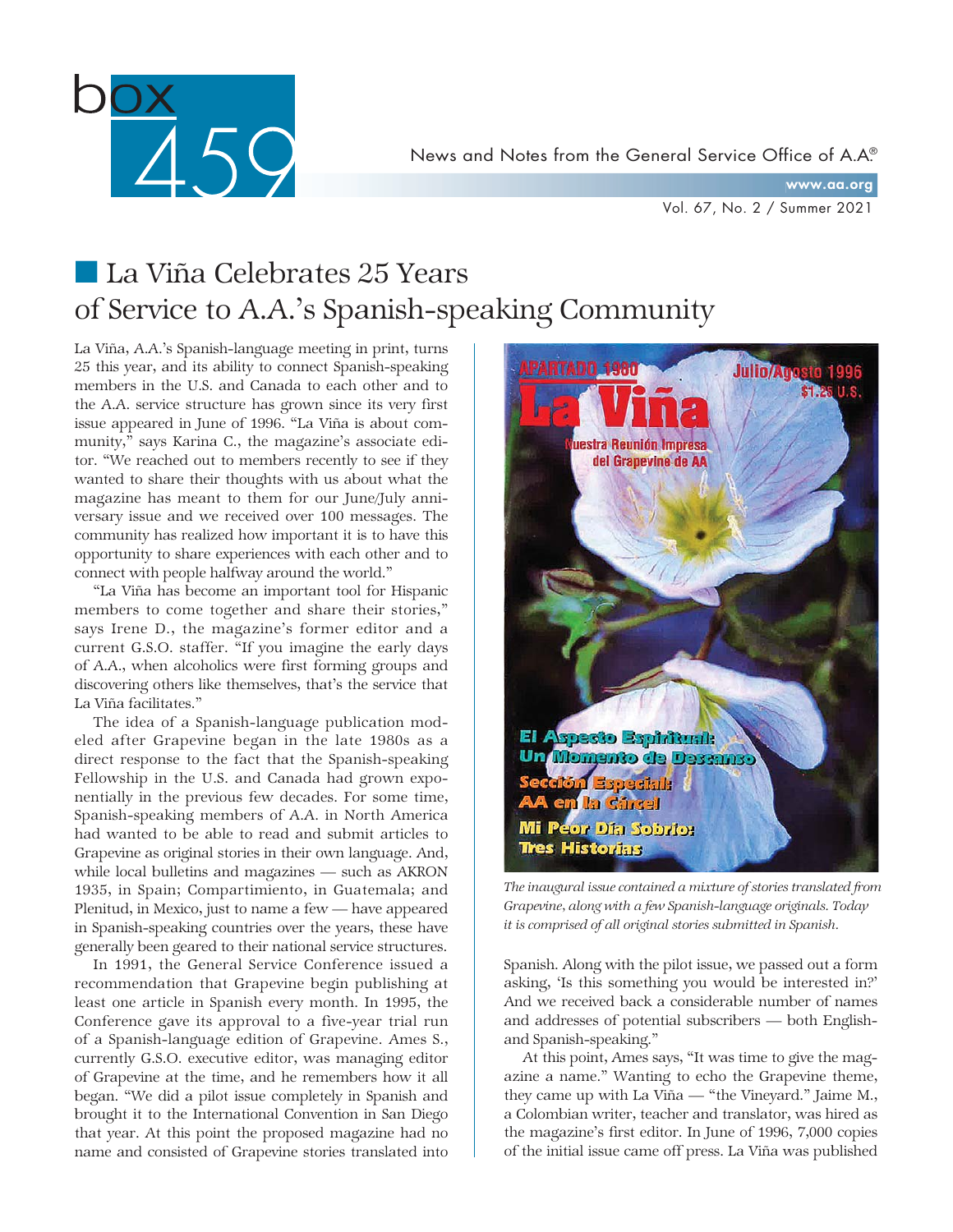# box 459

News and Notes from the General Service Office of A.A.®

www.aa.org

Vol. 67, No. 2 / Summer 2021

## La Viña Celebrates 25 Years of Service to A.A.'s Spanish-speaking Community

La Viña, A.A.'s Spanish-language meeting in print, turns 25 this year, and its ability to connect Spanish-speaking members in the U.S. and Canada to each other and to the A.A. service structure has grown since its very first issue appeared in June of 1996. "La Viña is about community," says Karina C., the magazine's associate editor. "We reached out to members recently to see if they wanted to share their thoughts with us about what the magazine has meant to them for our June/July anniversary issue and we received over 100 messages. The community has realized how important it is to have this opportunity to share experiences with each other and to connect with people halfway around the world."

"La Viña has become an important tool for Hispanic members to come together and share their stories," says Irene D., the magazine's former editor and a current G.S.O. staffer. "If you imagine the early days of A.A., when alcoholics were first forming groups and discovering others like themselves, that's the service that La Viña facilitates."

The idea of a Spanish-language publication modeled after Grapevine began in the late 1980s as a direct response to the fact that the Spanish-speaking Fellowship in the U.S. and Canada had grown exponentially in the previous few decades. For some time, Spanish-speaking members of A.A. in North America had wanted to be able to read and submit articles to Grapevine as original stories in their own language. And, while local bulletins and magazines — such as AKRON 1935, in Spain; Compartimiento, in Guatemala; and Plenitud, in Mexico, just to name a few — have appeared in Spanish-speaking countries over the years, these have generally been geared to their national service structures.

In 1991, the General Service Conference issued a recommendation that Grapevine begin publishing at least one article in Spanish every month. In 1995, the Conference gave its approval to a five-year trial run of a Spanish-language edition of Grapevine. Ames S., currently G.S.O. executive editor, was managing editor of Grapevine at the time, and he remembers how it all began. "We did a pilot issue completely in Spanish and brought it to the International Convention in San Diego that year. At this point the proposed magazine had no name and consisted of Grapevine stories translated into Spanish. Along with the pilot issue, we passed out a form asking, 'Is this something you would be interested in?' And we received back a considerable number of names and addresses of potential subscribers — both English- and Spanish-speaking."

*The inaugural issue contained a mixture of stories translated from Grapevine, along with a few Spanish-language originals. Today it is comprised of all original stories submitted in Spanish.*

At this point, Ames says, "It was time to give the magazine a name." Wanting to echo the Grapevine theme, they came up with La Viña — "the Vineyard." Jaime M., a Colombian writer, teacher and translator, was hired as the magazine's first editor. In June of 1996, 7,000 copies of the initial issue came off press. La Viña was published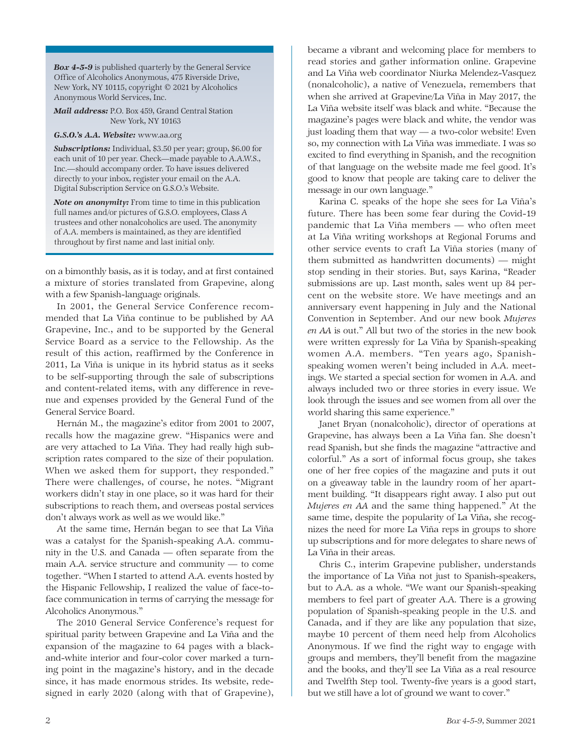***Box 4-5-9*** is published quarterly by the General Service Office of Alcoholics Anonymous, 475 Riverside Drive, New York, NY 10115, copyright © 2021 by Alcoholics Anonymous World Services, Inc.

***Mail address:*** P.O. Box 459, Grand Central Station New York, NY 10163

***G.S.O.'s A.A. Website:*** www.aa.org

***Subscriptions:*** Individual, $3.50 per year; group, $6.00 for each unit of 10 per year. Check—made payable to A.A.W.S., Inc.—should accompany order. To have issues delivered directly to your inbox, register your email on the A.A. Digital Subscription Service on G.S.O.'s Website.

***Note on anonymity:*** From time to time in this publication full names and/or pictures of G.S.O. employees, Class A trustees and other nonalcoholics are used. The anonymity of A.A. members is maintained, as they are identified throughout by first name and last initial only.

on a bimonthly basis, as it is today, and at first contained a mixture of stories translated from Grapevine, along with a few Spanish-language originals.

In 2001, the General Service Conference recommended that La Viña continue to be published by AA Grapevine, Inc., and to be supported by the General Service Board as a service to the Fellowship. As the result of this action, reaffirmed by the Conference in 2011, La Viña is unique in its hybrid status as it seeks to be self-supporting through the sale of subscriptions and content-related items, with any difference in revenue and expenses provided by the General Fund of the General Service Board.

Hernán M., the magazine's editor from 2001 to 2007, recalls how the magazine grew. "Hispanics were and are very attached to La Viña. They had really high subscription rates compared to the size of their population. When we asked them for support, they responded." There were challenges, of course, he notes. "Migrant workers didn't stay in one place, so it was hard for their subscriptions to reach them, and overseas postal services don't always work as well as we would like."

At the same time, Hernán began to see that La Viña was a catalyst for the Spanish-speaking A.A. community in the U.S. and Canada — often separate from the main A.A. service structure and community — to come together. "When I started to attend A.A. events hosted by the Hispanic Fellowship, I realized the value of face-to-face communication in terms of carrying the message for Alcoholics Anonymous."

The 2010 General Service Conference's request for spiritual parity between Grapevine and La Viña and the expansion of the magazine to 64 pages with a black-and-white interior and four-color cover marked a turning point in the magazine's history, and in the decade since, it has made enormous strides. Its website, redesigned in early 2020 (along with that of Grapevine), became a vibrant and welcoming place for members to read stories and gather information online. Grapevine and La Viña web coordinator Niurka Melendez-Vasquez (nonalcoholic), a native of Venezuela, remembers that when she arrived at Grapevine/La Viña in May 2017, the La Viña website itself was black and white. "Because the magazine's pages were black and white, the vendor was just loading them that way — a two-color website! Even so, my connection with La Viña was immediate. I was so excited to find everything in Spanish, and the recognition of that language on the website made me feel good. It's good to know that people are taking care to deliver the message in our own language."

Karina C. speaks of the hope she sees for La Viña's future. There has been some fear during the Covid-19 pandemic that La Viña members — who often meet at La Viña writing workshops at Regional Forums and other service events to craft La Viña stories (many of them submitted as handwritten documents) — might stop sending in their stories. But, says Karina, "Reader submissions are up. Last month, sales went up 84 percent on the website store. We have meetings and an anniversary event happening in July and the National Convention in September. And our new book *Mujeres en AA* is out." All but two of the stories in the new book were written expressly for La Viña by Spanish-speaking women A.A. members. "Ten years ago, Spanish-speaking women weren't being included in A.A. meetings. We started a special section for women in A.A. and always included two or three stories in every issue. We look through the issues and see women from all over the world sharing this same experience."

Janet Bryan (nonalcoholic), director of operations at Grapevine, has always been a La Viña fan. She doesn't read Spanish, but she finds the magazine "attractive and colorful." As a sort of informal focus group, she takes one of her free copies of the magazine and puts it out on a giveaway table in the laundry room of her apartment building. "It disappears right away. I also put out *Mujeres en AA* and the same thing happened." At the same time, despite the popularity of La Viña, she recognizes the need for more La Viña reps in groups to shore up subscriptions and for more delegates to share news of La Viña in their areas.

Chris C., interim Grapevine publisher, understands the importance of La Viña not just to Spanish-speakers, but to A.A. as a whole. "We want our Spanish-speaking members to feel part of greater A.A. There is a growing population of Spanish-speaking people in the U.S. and Canada, and if they are like any population that size, maybe 10 percent of them need help from Alcoholics Anonymous. If we find the right way to engage with groups and members, they'll benefit from the magazine and the books, and they'll see La Viña as a real resource and Twelfth Step tool. Twenty-five years is a good start, but we still have a lot of ground we want to cover."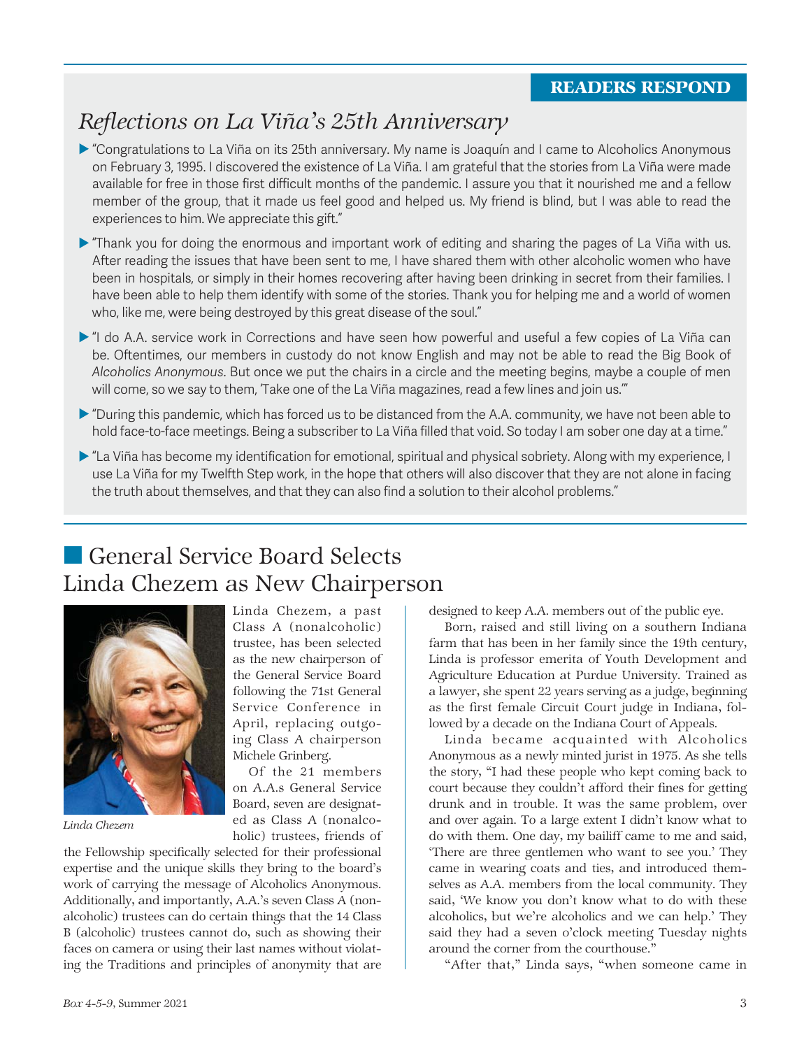**READERS RESPOND**

## *Reflections on La Viña's 25th Anniversary*

- "Congratulations to La Viña on its 25th anniversary. My name is Joaquín and I came to Alcoholics Anonymous on February 3, 1995. I discovered the existence of La Viña. I am grateful that the stories from La Viña were made available for free in those first difficult months of the pandemic. I assure you that it nourished me and a fellow member of the group, that it made us feel good and helped us. My friend is blind, but I was able to read the experiences to him. We appreciate this gift."
- "Thank you for doing the enormous and important work of editing and sharing the pages of La Viña with us. After reading the issues that have been sent to me, I have shared them with other alcoholic women who have been in hospitals, or simply in their homes recovering after having been drinking in secret from their families. I have been able to help them identify with some of the stories. Thank you for helping me and a world of women who, like me, were being destroyed by this great disease of the soul."
- "I do A.A. service work in Corrections and have seen how powerful and useful a few copies of La Viña can be. Oftentimes, our members in custody do not know English and may not be able to read the Big Book of *Alcoholics Anonymous*. But once we put the chairs in a circle and the meeting begins, maybe a couple of men will come, so we say to them, 'Take one of the La Viña magazines, read a few lines and join us.'"
- "During this pandemic, which has forced us to be distanced from the A.A. community, we have not been able to hold face-to-face meetings. Being a subscriber to La Viña filled that void. So today I am sober one day at a time."
- "La Viña has become my identification for emotional, spiritual and physical sobriety. Along with my experience, I use La Viña for my Twelfth Step work, in the hope that others will also discover that they are not alone in facing the truth about themselves, and that they can also find a solution to their alcohol problems."

## General Service Board Selects Linda Chezem as New Chairperson

*Linda Chezem*

Linda Chezem, a past Class A (nonalcoholic) trustee, has been selected as the new chairperson of the General Service Board following the 71st General Service Conference in April, replacing outgoing Class A chairperson Michele Grinberg.

Of the 21 members on A.A.s General Service Board, seven are designated as Class A (nonalcoholic) trustees, friends of the Fellowship specifically selected for their professional expertise and the unique skills they bring to the board's work of carrying the message of Alcoholics Anonymous. Additionally, and importantly, A.A.'s seven Class A (nonalcoholic) trustees can do certain things that the 14 Class B (alcoholic) trustees cannot do, such as showing their faces on camera or using their last names without violating the Traditions and principles of anonymity that are designed to keep A.A. members out of the public eye.

Born, raised and still living on a southern Indiana farm that has been in her family since the 19th century, Linda is professor emerita of Youth Development and Agriculture Education at Purdue University. Trained as a lawyer, she spent 22 years serving as a judge, beginning as the first female Circuit Court judge in Indiana, followed by a decade on the Indiana Court of Appeals.

Linda became acquainted with Alcoholics Anonymous as a newly minted jurist in 1975. As she tells the story, "I had these people who kept coming back to court because they couldn't afford their fines for getting drunk and in trouble. It was the same problem, over and over again. To a large extent I didn't know what to do with them. One day, my bailiff came to me and said, 'There are three gentlemen who want to see you.' They came in wearing coats and ties, and introduced themselves as A.A. members from the local community. They said, 'We know you don't know what to do with these alcoholics, but we're alcoholics and we can help.' They said they had a seven o'clock meeting Tuesday nights around the corner from the courthouse."

"After that," Linda says, "when someone came in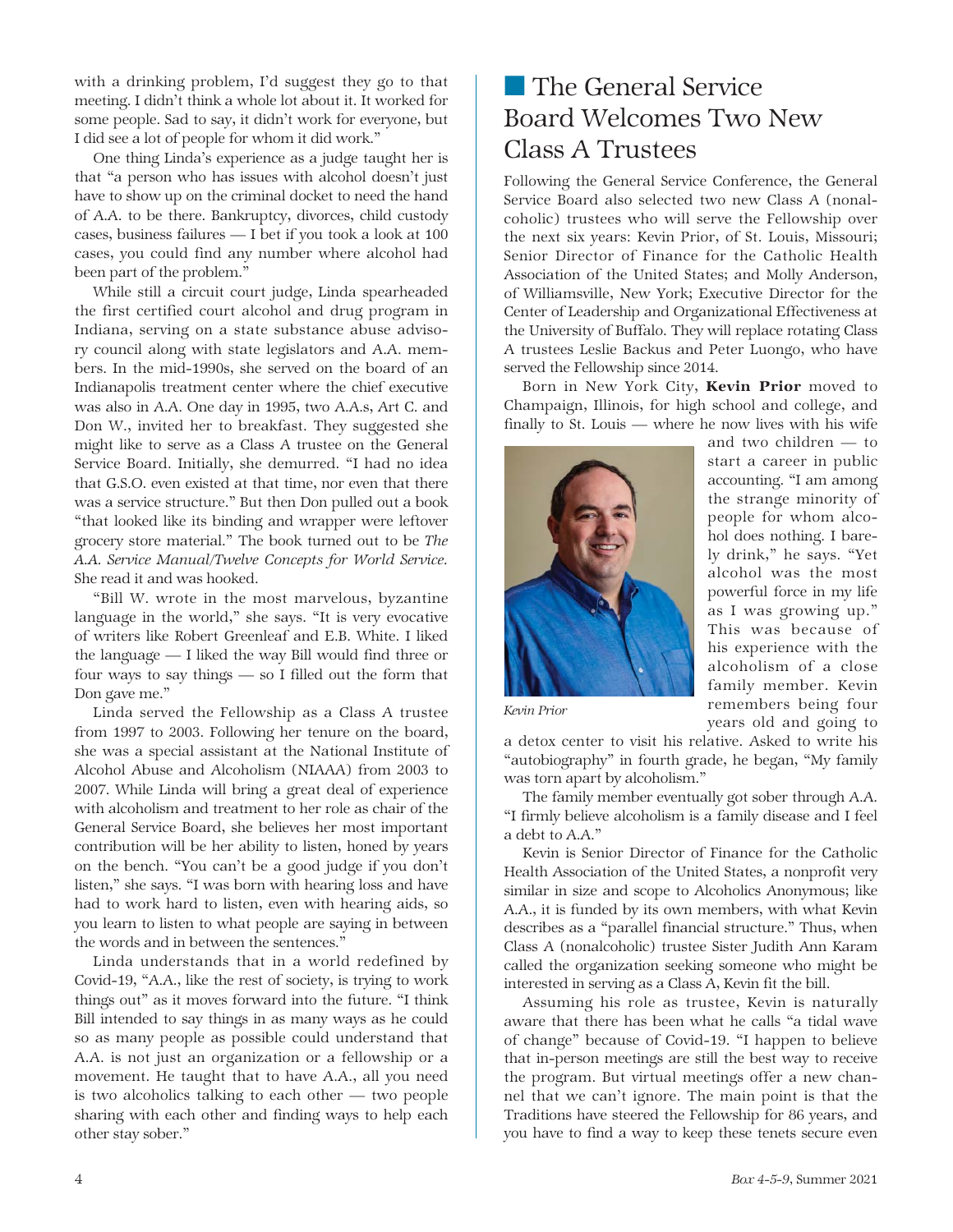with a drinking problem, I'd suggest they go to that meeting. I didn't think a whole lot about it. It worked for some people. Sad to say, it didn't work for everyone, but I did see a lot of people for whom it did work."

One thing Linda's experience as a judge taught her is that "a person who has issues with alcohol doesn't just have to show up on the criminal docket to need the hand of A.A. to be there. Bankruptcy, divorces, child custody cases, business failures — I bet if you took a look at 100 cases, you could find any number where alcohol had been part of the problem."

While still a circuit court judge, Linda spearheaded the first certified court alcohol and drug program in Indiana, serving on a state substance abuse advisory council along with state legislators and A.A. members. In the mid-1990s, she served on the board of an Indianapolis treatment center where the chief executive was also in A.A. One day in 1995, two A.A.s, Art C. and Don W., invited her to breakfast. They suggested she might like to serve as a Class A trustee on the General Service Board. Initially, she demurred. "I had no idea that G.S.O. even existed at that time, nor even that there was a service structure." But then Don pulled out a book "that looked like its binding and wrapper were leftover grocery store material." The book turned out to be *The A.A. Service Manual/Twelve Concepts for World Service.* She read it and was hooked.

"Bill W. wrote in the most marvelous, byzantine language in the world," she says. "It is very evocative of writers like Robert Greenleaf and E.B. White. I liked the language — I liked the way Bill would find three or four ways to say things — so I filled out the form that Don gave me."

Linda served the Fellowship as a Class A trustee from 1997 to 2003. Following her tenure on the board, she was a special assistant at the National Institute of Alcohol Abuse and Alcoholism (NIAAA) from 2003 to 2007. While Linda will bring a great deal of experience with alcoholism and treatment to her role as chair of the General Service Board, she believes her most important contribution will be her ability to listen, honed by years on the bench. "You can't be a good judge if you don't listen," she says. "I was born with hearing loss and have had to work hard to listen, even with hearing aids, so you learn to listen to what people are saying in between the words and in between the sentences."

Linda understands that in a world redefined by Covid-19, "A.A., like the rest of society, is trying to work things out" as it moves forward into the future. "I think Bill intended to say things in as many ways as he could so as many people as possible could understand that A.A. is not just an organization or a fellowship or a movement. He taught that to have A.A., all you need is two alcoholics talking to each other — two people sharing with each other and finding ways to help each other stay sober."

## The General Service Board Welcomes Two New Class A Trustees

Following the General Service Conference, the General Service Board also selected two new Class A (nonalcoholic) trustees who will serve the Fellowship over the next six years: Kevin Prior, of St. Louis, Missouri; Senior Director of Finance for the Catholic Health Association of the United States; and Molly Anderson, of Williamsville, New York; Executive Director for the Center of Leadership and Organizational Effectiveness at the University of Buffalo. They will replace rotating Class A trustees Leslie Backus and Peter Luongo, who have served the Fellowship since 2014.

Born in New York City, **Kevin Prior** moved to Champaign, Illinois, for high school and college, and finally to St. Louis — where he now lives with his wife and two children — to start a career in public accounting. "I am among the strange minority of people for whom alcohol does nothing. I barely drink," he says. "Yet alcohol was the most powerful force in my life as I was growing up." This was because of his experience with the alcoholism of a close family member. Kevin remembers being four years old and going to a detox center to visit his relative. Asked to write his "autobiography" in fourth grade, he began, "My family was torn apart by alcoholism."

*Kevin Prior*

The family member eventually got sober through A.A. "I firmly believe alcoholism is a family disease and I feel a debt to A.A."

Kevin is Senior Director of Finance for the Catholic Health Association of the United States, a nonprofit very similar in size and scope to Alcoholics Anonymous; like A.A., it is funded by its own members, with what Kevin describes as a "parallel financial structure." Thus, when Class A (nonalcoholic) trustee Sister Judith Ann Karam called the organization seeking someone who might be interested in serving as a Class A, Kevin fit the bill.

Assuming his role as trustee, Kevin is naturally aware that there has been what he calls "a tidal wave of change" because of Covid-19. "I happen to believe that in-person meetings are still the best way to receive the program. But virtual meetings offer a new channel that we can't ignore. The main point is that the Traditions have steered the Fellowship for 86 years, and you have to find a way to keep these tenets secure even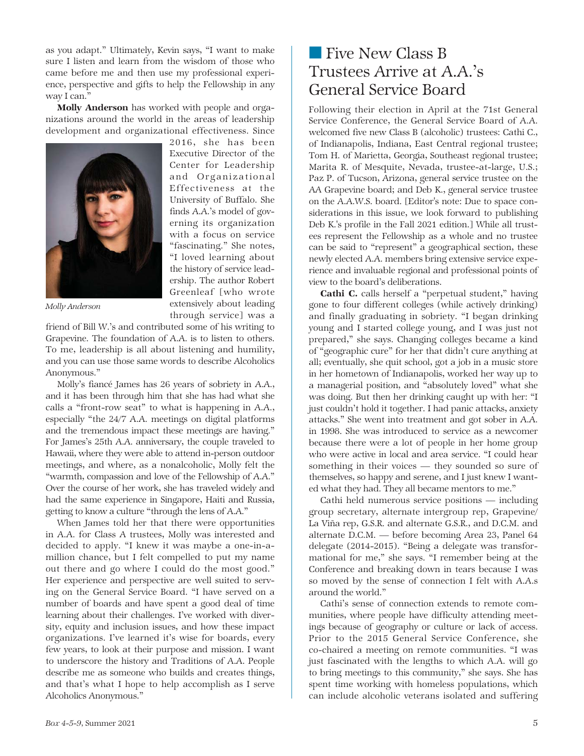as you adapt." Ultimately, Kevin says, "I want to make sure I listen and learn from the wisdom of those who came before me and then use my professional experience, perspective and gifts to help the Fellowship in any way I can."

**Molly Anderson** has worked with people and organizations around the world in the areas of leadership development and organizational effectiveness. Since 2016, she has been Executive Director of the Center for Leadership and Organizational Effectiveness at the University of Buffalo. She finds A.A.'s model of governing its organization with a focus on service "fascinating." She notes, "I loved learning about the history of service leadership. The author Robert Greenleaf [who wrote extensively about leading through service] was a friend of Bill W.'s and contributed some of his writing to Grapevine. The foundation of A.A. is to listen to others. To me, leadership is all about listening and humility, and you can use those same words to describe Alcoholics Anonymous."

*Molly Anderson*

Molly's fiancé James has 26 years of sobriety in A.A., and it has been through him that she has had what she calls a "front-row seat" to what is happening in A.A., especially "the 24/7 A.A. meetings on digital platforms and the tremendous impact these meetings are having." For James's 25th A.A. anniversary, the couple traveled to Hawaii, where they were able to attend in-person outdoor meetings, and where, as a nonalcoholic, Molly felt the "warmth, compassion and love of the Fellowship of A.A." Over the course of her work, she has traveled widely and had the same experience in Singapore, Haiti and Russia, getting to know a culture "through the lens of A.A."

When James told her that there were opportunities in A.A. for Class A trustees, Molly was interested and decided to apply. "I knew it was maybe a one-in-a-million chance, but I felt compelled to put my name out there and go where I could do the most good." Her experience and perspective are well suited to serving on the General Service Board. "I have served on a number of boards and have spent a good deal of time learning about their challenges. I've worked with diversity, equity and inclusion issues, and how these impact organizations. I've learned it's wise for boards, every few years, to look at their purpose and mission. I want to underscore the history and Traditions of A.A. People describe me as someone who builds and creates things, and that's what I hope to help accomplish as I serve Alcoholics Anonymous."

## Five New Class B Trustees Arrive at A.A.'s General Service Board

Following their election in April at the 71st General Service Conference, the General Service Board of A.A. welcomed five new Class B (alcoholic) trustees: Cathi C., of Indianapolis, Indiana, East Central regional trustee; Tom H. of Marietta, Georgia, Southeast regional trustee; Marita R. of Mesquite, Nevada, trustee-at-large, U.S.; Paz P. of Tucson, Arizona, general service trustee on the AA Grapevine board; and Deb K., general service trustee on the A.A.W.S. board. [Editor's note: Due to space considerations in this issue, we look forward to publishing Deb K.'s profile in the Fall 2021 edition.] While all trustees represent the Fellowship as a whole and no trustee can be said to "represent" a geographical section, these newly elected A.A. members bring extensive service experience and invaluable regional and professional points of view to the board's deliberations.

**Cathi C.** calls herself a "perpetual student," having gone to four different colleges (while actively drinking) and finally graduating in sobriety. "I began drinking young and I started college young, and I was just not prepared," she says. Changing colleges became a kind of "geographic cure" for her that didn't cure anything at all; eventually, she quit school, got a job in a music store in her hometown of Indianapolis, worked her way up to a managerial position, and "absolutely loved" what she was doing. But then her drinking caught up with her: "I just couldn't hold it together. I had panic attacks, anxiety attacks." She went into treatment and got sober in A.A. in 1998. She was introduced to service as a newcomer because there were a lot of people in her home group who were active in local and area service. "I could hear something in their voices — they sounded so sure of themselves, so happy and serene, and I just knew I wanted what they had. They all became mentors to me."

Cathi held numerous service positions — including group secretary, alternate intergroup rep, Grapevine/La Viña rep, G.S.R. and alternate G.S.R., and D.C.M. and alternate D.C.M. — before becoming Area 23, Panel 64 delegate (2014-2015). "Being a delegate was transformational for me," she says. "I remember being at the Conference and breaking down in tears because I was so moved by the sense of connection I felt with A.A.s around the world."

Cathi's sense of connection extends to remote communities, where people have difficulty attending meetings because of geography or culture or lack of access. Prior to the 2015 General Service Conference, she co-chaired a meeting on remote communities. "I was just fascinated with the lengths to which A.A. will go to bring meetings to this community," she says. She has spent time working with homeless populations, which can include alcoholic veterans isolated and suffering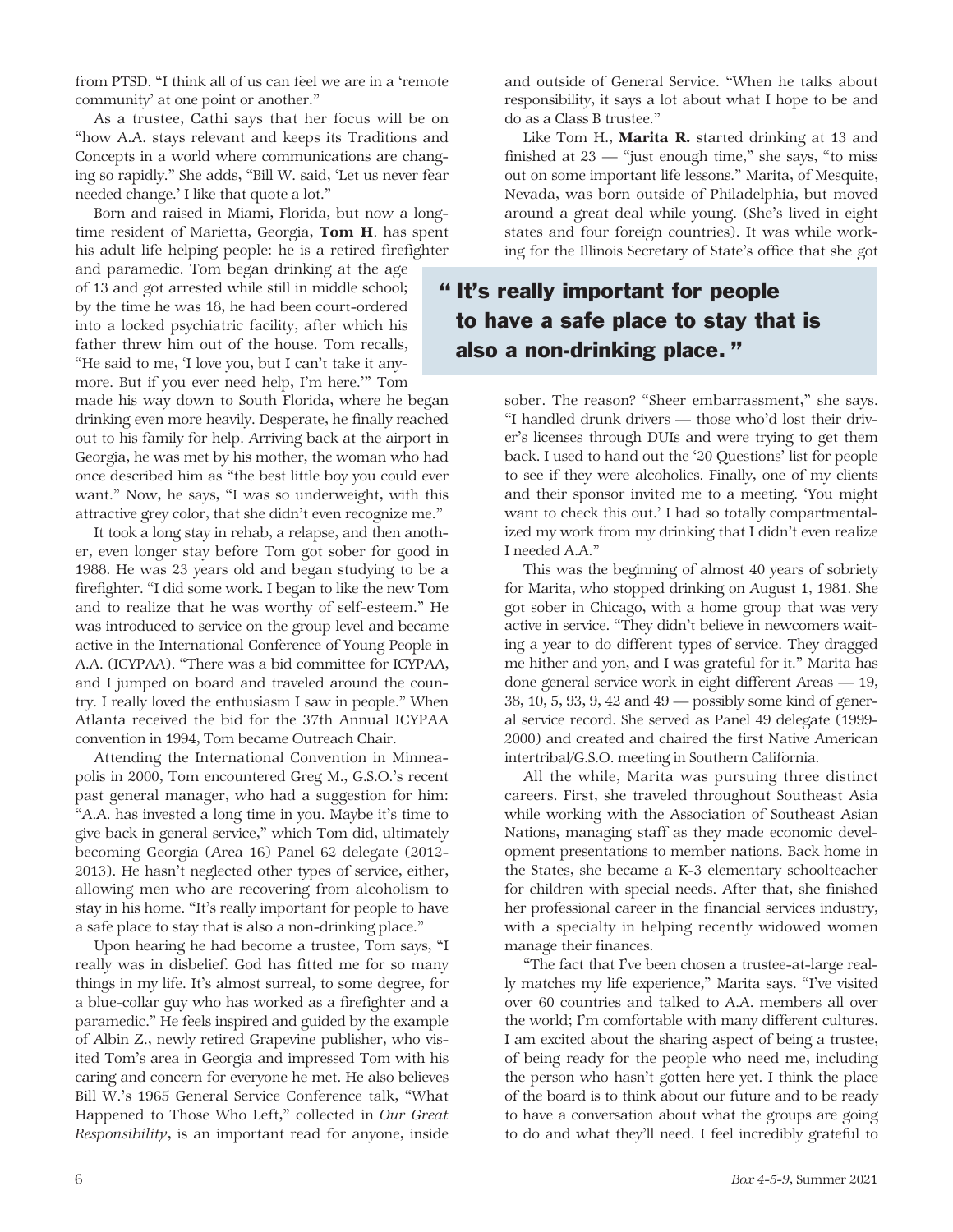from PTSD. "I think all of us can feel we are in a 'remote community' at one point or another."

As a trustee, Cathi says that her focus will be on "how A.A. stays relevant and keeps its Traditions and Concepts in a world where communications are changing so rapidly." She adds, "Bill W. said, 'Let us never fear needed change.' I like that quote a lot."

Born and raised in Miami, Florida, but now a longtime resident of Marietta, Georgia, **Tom H**. has spent his adult life helping people: he is a retired firefighter and paramedic. Tom began drinking at the age of 13 and got arrested while still in middle school; by the time he was 18, he had been court-ordered into a locked psychiatric facility, after which his father threw him out of the house. Tom recalls, "He said to me, 'I love you, but I can't take it anymore. But if you ever need help, I'm here.'" Tom made his way down to South Florida, where he began drinking even more heavily. Desperate, he finally reached out to his family for help. Arriving back at the airport in Georgia, he was met by his mother, the woman who had once described him as "the best little boy you could ever want." Now, he says, "I was so underweight, with this attractive grey color, that she didn't even recognize me."

It took a long stay in rehab, a relapse, and then another, even longer stay before Tom got sober for good in 1988. He was 23 years old and began studying to be a firefighter. "I did some work. I began to like the new Tom and to realize that he was worthy of self-esteem." He was introduced to service on the group level and became active in the International Conference of Young People in A.A. (ICYPAA). "There was a bid committee for ICYPAA, and I jumped on board and traveled around the country. I really loved the enthusiasm I saw in people." When Atlanta received the bid for the 37th Annual ICYPAA convention in 1994, Tom became Outreach Chair.

Attending the International Convention in Minneapolis in 2000, Tom encountered Greg M., G.S.O.'s recent past general manager, who had a suggestion for him: "A.A. has invested a long time in you. Maybe it's time to give back in general service," which Tom did, ultimately becoming Georgia (Area 16) Panel 62 delegate (2012-2013). He hasn't neglected other types of service, either, allowing men who are recovering from alcoholism to stay in his home. "It's really important for people to have a safe place to stay that is also a non-drinking place."

Upon hearing he had become a trustee, Tom says, "I really was in disbelief. God has fitted me for so many things in my life. It's almost surreal, to some degree, for a blue-collar guy who has worked as a firefighter and a paramedic." He feels inspired and guided by the example of Albin Z., newly retired Grapevine publisher, who visited Tom's area in Georgia and impressed Tom with his caring and concern for everyone he met. He also believes Bill W.'s 1965 General Service Conference talk, "What Happened to Those Who Left," collected in *Our Great Responsibility*, is an important read for anyone, inside and outside of General Service. "When he talks about responsibility, it says a lot about what I hope to be and do as a Class B trustee."

Like Tom H., **Marita R.** started drinking at 13 and finished at 23 — "just enough time," she says, "to miss out on some important life lessons." Marita, of Mesquite, Nevada, was born outside of Philadelphia, but moved around a great deal while young. (She's lived in eight states and four foreign countries). It was while working for the Illinois Secretary of State's office that she got sober. The reason? "Sheer embarrassment," she says. "I handled drunk drivers — those who'd lost their driver's licenses through DUIs and were trying to get them back. I used to hand out the '20 Questions' list for people to see if they were alcoholics. Finally, one of my clients and their sponsor invited me to a meeting. 'You might want to check this out.' I had so totally compartmentalized my work from my drinking that I didn't even realize I needed A.A."

> **"It's really important for people to have a safe place to stay that is also a non-drinking place."**

This was the beginning of almost 40 years of sobriety for Marita, who stopped drinking on August 1, 1981. She got sober in Chicago, with a home group that was very active in service. "They didn't believe in newcomers waiting a year to do different types of service. They dragged me hither and yon, and I was grateful for it." Marita has done general service work in eight different Areas — 19, 38, 10, 5, 93, 9, 42 and 49 — possibly some kind of general service record. She served as Panel 49 delegate (1999-2000) and created and chaired the first Native American intertribal/G.S.O. meeting in Southern California.

All the while, Marita was pursuing three distinct careers. First, she traveled throughout Southeast Asia while working with the Association of Southeast Asian Nations, managing staff as they made economic development presentations to member nations. Back home in the States, she became a K-3 elementary schoolteacher for children with special needs. After that, she finished her professional career in the financial services industry, with a specialty in helping recently widowed women manage their finances.

"The fact that I've been chosen a trustee-at-large really matches my life experience," Marita says. "I've visited over 60 countries and talked to A.A. members all over the world; I'm comfortable with many different cultures. I am excited about the sharing aspect of being a trustee, of being ready for the people who need me, including the person who hasn't gotten here yet. I think the place of the board is to think about our future and to be ready to have a conversation about what the groups are going to do and what they'll need. I feel incredibly grateful to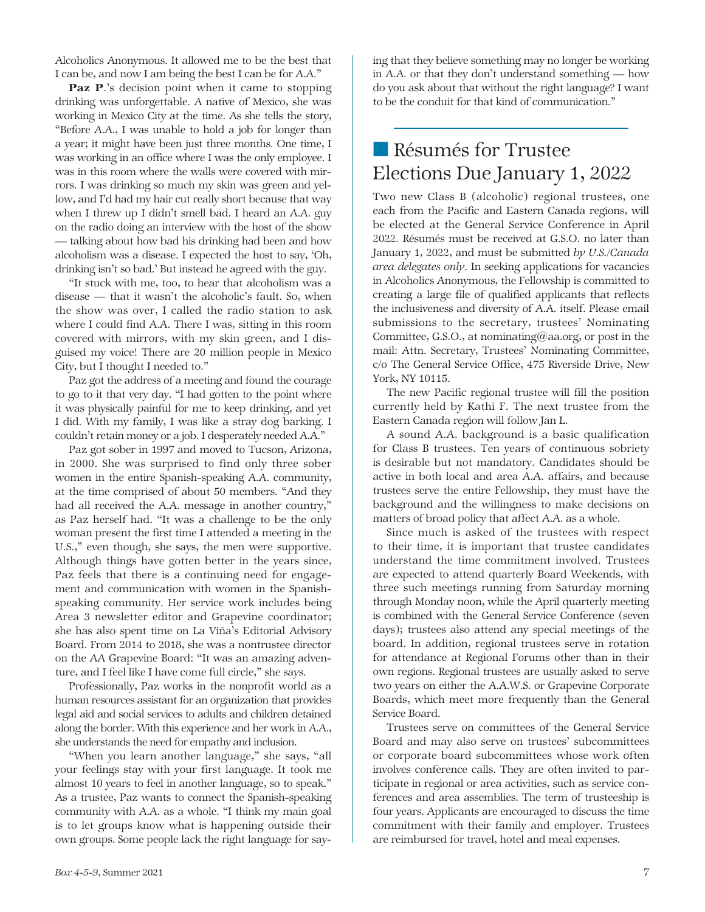Alcoholics Anonymous. It allowed me to be the best that I can be, and now I am being the best I can be for A.A."

**Paz P.**'s decision point when it came to stopping drinking was unforgettable. A native of Mexico, she was working in Mexico City at the time. As she tells the story, "Before A.A., I was unable to hold a job for longer than a year; it might have been just three months. One time, I was working in an office where I was the only employee. I was in this room where the walls were covered with mirrors. I was drinking so much my skin was green and yellow, and I'd had my hair cut really short because that way when I threw up I didn't smell bad. I heard an A.A. guy on the radio doing an interview with the host of the show — talking about how bad his drinking had been and how alcoholism was a disease. I expected the host to say, 'Oh, drinking isn't so bad.' But instead he agreed with the guy.

"It stuck with me, too, to hear that alcoholism was a disease — that it wasn't the alcoholic's fault. So, when the show was over, I called the radio station to ask where I could find A.A. There I was, sitting in this room covered with mirrors, with my skin green, and I disguised my voice! There are 20 million people in Mexico City, but I thought I needed to."

Paz got the address of a meeting and found the courage to go to it that very day. "I had gotten to the point where it was physically painful for me to keep drinking, and yet I did. With my family, I was like a stray dog barking. I couldn't retain money or a job. I desperately needed A.A."

Paz got sober in 1997 and moved to Tucson, Arizona, in 2000. She was surprised to find only three sober women in the entire Spanish-speaking A.A. community, at the time comprised of about 50 members. "And they had all received the A.A. message in another country," as Paz herself had. "It was a challenge to be the only woman present the first time I attended a meeting in the U.S.," even though, she says, the men were supportive. Although things have gotten better in the years since, Paz feels that there is a continuing need for engagement and communication with women in the Spanish-speaking community. Her service work includes being Area 3 newsletter editor and Grapevine coordinator; she has also spent time on La Viña's Editorial Advisory Board. From 2014 to 2018, she was a nontrustee director on the AA Grapevine Board: "It was an amazing adventure, and I feel like I have come full circle," she says.

Professionally, Paz works in the nonprofit world as a human resources assistant for an organization that provides legal aid and social services to adults and children detained along the border. With this experience and her work in A.A., she understands the need for empathy and inclusion.

"When you learn another language," she says, "all your feelings stay with your first language. It took me almost 10 years to feel in another language, so to speak." As a trustee, Paz wants to connect the Spanish-speaking community with A.A. as a whole. "I think my main goal is to let groups know what is happening outside their own groups. Some people lack the right language for saying that they believe something may no longer be working in A.A. or that they don't understand something — how do you ask about that without the right language? I want to be the conduit for that kind of communication."

## Résumés for Trustee Elections Due January 1, 2022

Two new Class B (alcoholic) regional trustees, one each from the Pacific and Eastern Canada regions, will be elected at the General Service Conference in April 2022. Résumés must be received at G.S.O. no later than January 1, 2022, and must be submitted *by U.S./Canada area delegates only*. In seeking applications for vacancies in Alcoholics Anonymous, the Fellowship is committed to creating a large file of qualified applicants that reflects the inclusiveness and diversity of A.A. itself. Please email submissions to the secretary, trustees' Nominating Committee, G.S.O., at nominating@aa.org, or post in the mail: Attn. Secretary, Trustees' Nominating Committee, c/o The General Service Office, 475 Riverside Drive, New York, NY 10115.

The new Pacific regional trustee will fill the position currently held by Kathi F. The next trustee from the Eastern Canada region will follow Jan L.

A sound A.A. background is a basic qualification for Class B trustees. Ten years of continuous sobriety is desirable but not mandatory. Candidates should be active in both local and area A.A. affairs, and because trustees serve the entire Fellowship, they must have the background and the willingness to make decisions on matters of broad policy that affect A.A. as a whole.

Since much is asked of the trustees with respect to their time, it is important that trustee candidates understand the time commitment involved. Trustees are expected to attend quarterly Board Weekends, with three such meetings running from Saturday morning through Monday noon, while the April quarterly meeting is combined with the General Service Conference (seven days); trustees also attend any special meetings of the board. In addition, regional trustees serve in rotation for attendance at Regional Forums other than in their own regions. Regional trustees are usually asked to serve two years on either the A.A.W.S. or Grapevine Corporate Boards, which meet more frequently than the General Service Board.

Trustees serve on committees of the General Service Board and may also serve on trustees' subcommittees or corporate board subcommittees whose work often involves conference calls. They are often invited to participate in regional or area activities, such as service conferences and area assemblies. The term of trusteeship is four years. Applicants are encouraged to discuss the time commitment with their family and employer. Trustees are reimbursed for travel, hotel and meal expenses.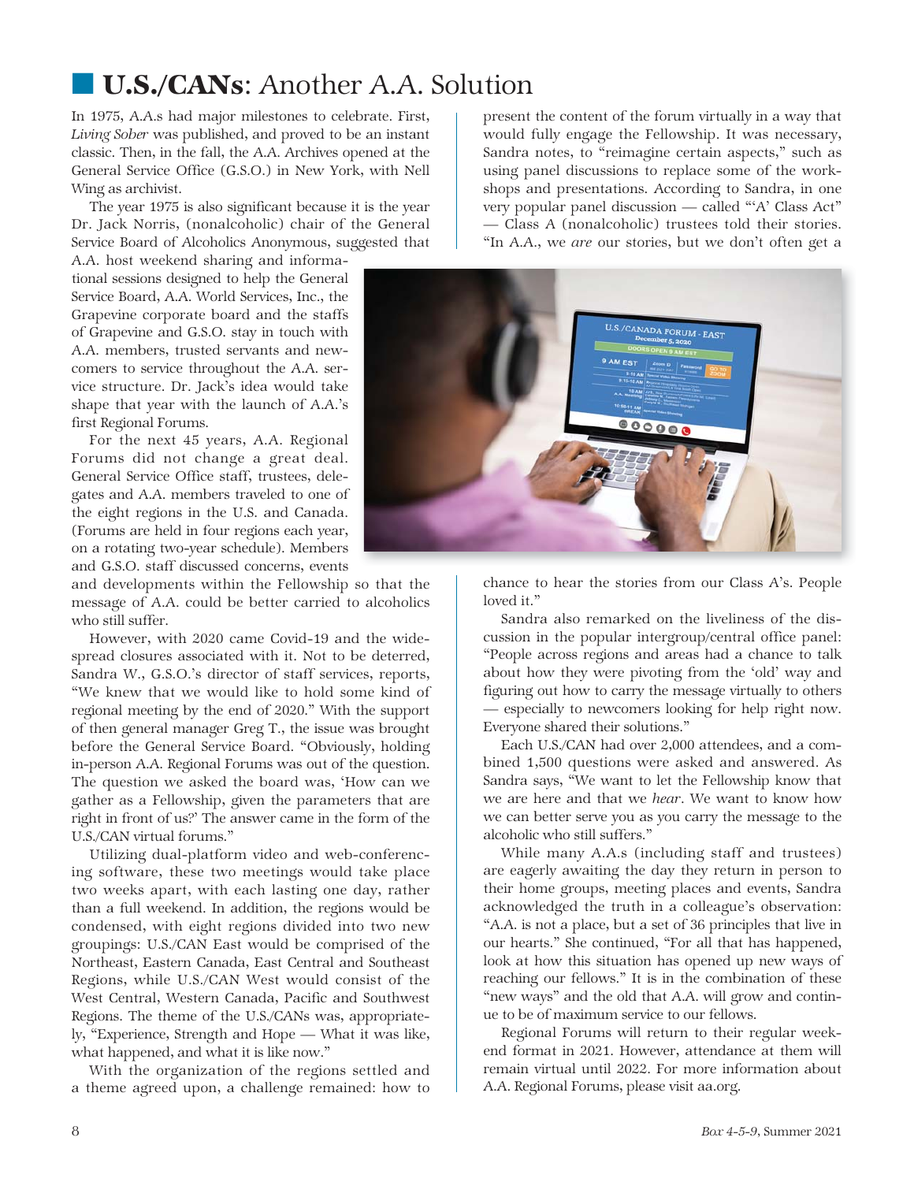# U.S./CANs: Another A.A. Solution

In 1975, A.A.s had major milestones to celebrate. First, *Living Sober* was published, and proved to be an instant classic. Then, in the fall, the A.A. Archives opened at the General Service Office (G.S.O.) in New York, with Nell Wing as archivist.

The year 1975 is also significant because it is the year Dr. Jack Norris, (nonalcoholic) chair of the General Service Board of Alcoholics Anonymous, suggested that A.A. host weekend sharing and informational sessions designed to help the General Service Board, A.A. World Services, Inc., the Grapevine corporate board and the staffs of Grapevine and G.S.O. stay in touch with A.A. members, trusted servants and newcomers to service throughout the A.A. service structure. Dr. Jack's idea would take shape that year with the launch of A.A.'s first Regional Forums.

For the next 45 years, A.A. Regional Forums did not change a great deal. General Service Office staff, trustees, delegates and A.A. members traveled to one of the eight regions in the U.S. and Canada. (Forums are held in four regions each year, on a rotating two-year schedule). Members and G.S.O. staff discussed concerns, events and developments within the Fellowship so that the message of A.A. could be better carried to alcoholics who still suffer.

However, with 2020 came Covid-19 and the widespread closures associated with it. Not to be deterred, Sandra W., G.S.O.'s director of staff services, reports, "We knew that we would like to hold some kind of regional meeting by the end of 2020." With the support of then general manager Greg T., the issue was brought before the General Service Board. "Obviously, holding in-person A.A. Regional Forums was out of the question. The question we asked the board was, 'How can we gather as a Fellowship, given the parameters that are right in front of us?' The answer came in the form of the U.S./CAN virtual forums."

Utilizing dual-platform video and web-conferencing software, these two meetings would take place two weeks apart, with each lasting one day, rather than a full weekend. In addition, the regions would be condensed, with eight regions divided into two new groupings: U.S./CAN East would be comprised of the Northeast, Eastern Canada, East Central and Southeast Regions, while U.S./CAN West would consist of the West Central, Western Canada, Pacific and Southwest Regions. The theme of the U.S./CANs was, appropriately, "Experience, Strength and Hope — What it was like, what happened, and what it is like now."

With the organization of the regions settled and a theme agreed upon, a challenge remained: how to present the content of the forum virtually in a way that would fully engage the Fellowship. It was necessary, Sandra notes, to "reimagine certain aspects," such as using panel discussions to replace some of the workshops and presentations. According to Sandra, in one very popular panel discussion — called "'A' Class Act" — Class A (nonalcoholic) trustees told their stories. "In A.A., we *are* our stories, but we don't often get a chance to hear the stories from our Class A's. People loved it."

Sandra also remarked on the liveliness of the discussion in the popular intergroup/central office panel: "People across regions and areas had a chance to talk about how they were pivoting from the 'old' way and figuring out how to carry the message virtually to others — especially to newcomers looking for help right now. Everyone shared their solutions."

Each U.S./CAN had over 2,000 attendees, and a combined 1,500 questions were asked and answered. As Sandra says, "We want to let the Fellowship know that we are here and that we *hear*. We want to know how we can better serve you as you carry the message to the alcoholic who still suffers."

While many A.A.s (including staff and trustees) are eagerly awaiting the day they return in person to their home groups, meeting places and events, Sandra acknowledged the truth in a colleague's observation: "A.A. is not a place, but a set of 36 principles that live in our hearts." She continued, "For all that has happened, look at how this situation has opened up new ways of reaching our fellows." It is in the combination of these "new ways" and the old that A.A. will grow and continue to be of maximum service to our fellows.

Regional Forums will return to their regular weekend format in 2021. However, attendance at them will remain virtual until 2022. For more information about A.A. Regional Forums, please visit aa.org.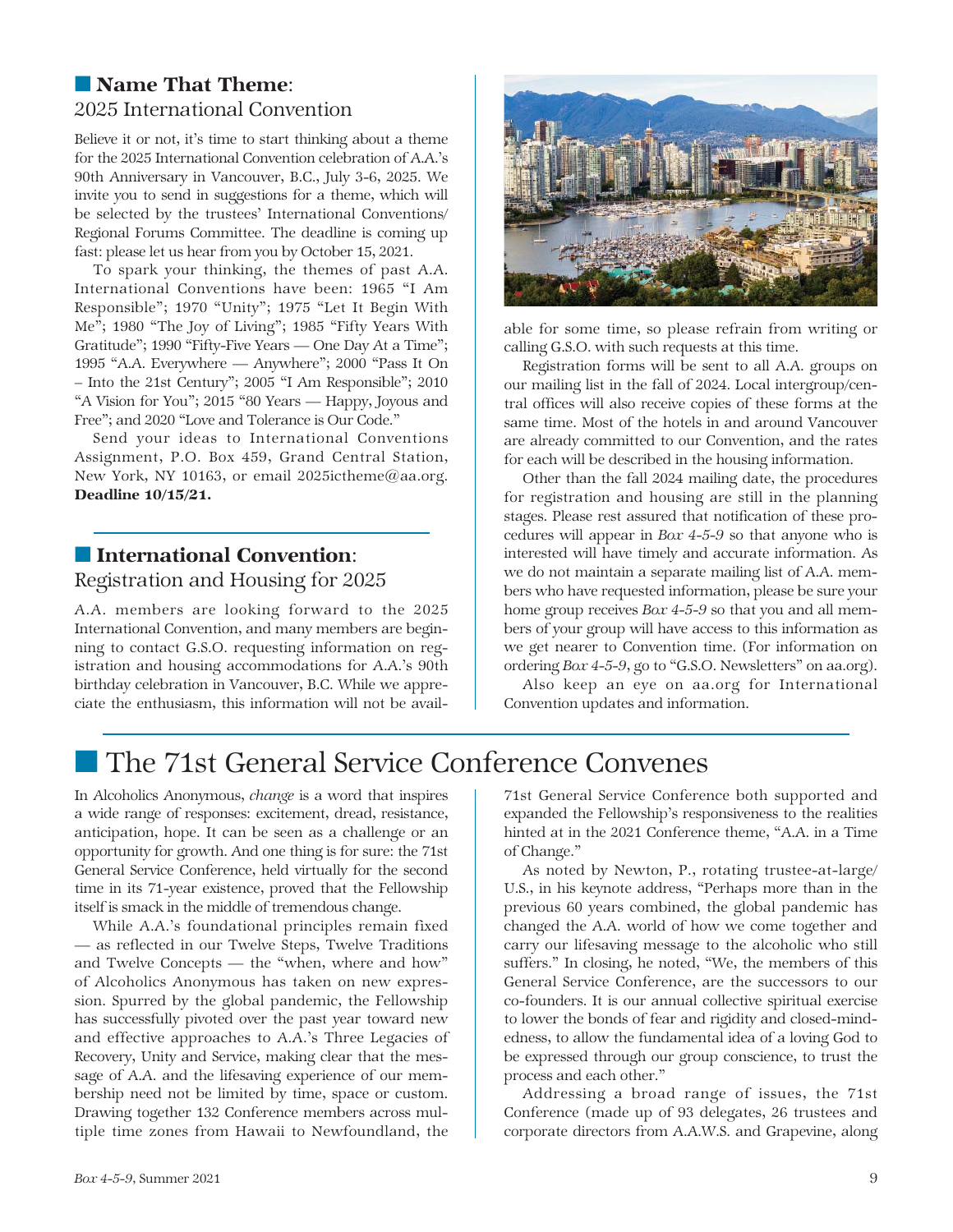## Name That Theme: 2025 International Convention

Believe it or not, it's time to start thinking about a theme for the 2025 International Convention celebration of A.A.'s 90th Anniversary in Vancouver, B.C., July 3-6, 2025. We invite you to send in suggestions for a theme, which will be selected by the trustees' International Conventions/Regional Forums Committee. The deadline is coming up fast: please let us hear from you by October 15, 2021.

To spark your thinking, the themes of past A.A. International Conventions have been: 1965 "I Am Responsible"; 1970 "Unity"; 1975 "Let It Begin With Me"; 1980 "The Joy of Living"; 1985 "Fifty Years With Gratitude"; 1990 "Fifty-Five Years — One Day At a Time"; 1995 "A.A. Everywhere — Anywhere"; 2000 "Pass It On – Into the 21st Century"; 2005 "I Am Responsible"; 2010 "A Vision for You"; 2015 "80 Years — Happy, Joyous and Free"; and 2020 "Love and Tolerance is Our Code."

Send your ideas to International Conventions Assignment, P.O. Box 459, Grand Central Station, New York, NY 10163, or email 2025ictheme@aa.org. **Deadline 10/15/21.**

## International Convention: Registration and Housing for 2025

A.A. members are looking forward to the 2025 International Convention, and many members are beginning to contact G.S.O. requesting information on registration and housing accommodations for A.A.'s 90th birthday celebration in Vancouver, B.C. While we appreciate the enthusiasm, this information will not be available for some time, so please refrain from writing or calling G.S.O. with such requests at this time.

Registration forms will be sent to all A.A. groups on our mailing list in the fall of 2024. Local intergroup/central offices will also receive copies of these forms at the same time. Most of the hotels in and around Vancouver are already committed to our Convention, and the rates for each will be described in the housing information.

Other than the fall 2024 mailing date, the procedures for registration and housing are still in the planning stages. Please rest assured that notification of these procedures will appear in *Box 4-5-9* so that anyone who is interested will have timely and accurate information. As we do not maintain a separate mailing list of A.A. members who have requested information, please be sure your home group receives *Box 4-5-9* so that you and all members of your group will have access to this information as we get nearer to Convention time. (For information on ordering *Box 4-5-9*, go to "G.S.O. Newsletters" on aa.org).

Also keep an eye on aa.org for International Convention updates and information.

# The 71st General Service Conference Convenes

In Alcoholics Anonymous, *change* is a word that inspires a wide range of responses: excitement, dread, resistance, anticipation, hope. It can be seen as a challenge or an opportunity for growth. And one thing is for sure: the 71st General Service Conference, held virtually for the second time in its 71-year existence, proved that the Fellowship itself is smack in the middle of tremendous change.

While A.A.'s foundational principles remain fixed — as reflected in our Twelve Steps, Twelve Traditions and Twelve Concepts — the "when, where and how" of Alcoholics Anonymous has taken on new expression. Spurred by the global pandemic, the Fellowship has successfully pivoted over the past year toward new and effective approaches to A.A.'s Three Legacies of Recovery, Unity and Service, making clear that the message of A.A. and the lifesaving experience of our membership need not be limited by time, space or custom. Drawing together 132 Conference members across multiple time zones from Hawaii to Newfoundland, the 71st General Service Conference both supported and expanded the Fellowship's responsiveness to the realities hinted at in the 2021 Conference theme, "A.A. in a Time of Change."

As noted by Newton, P., rotating trustee-at-large/U.S., in his keynote address, "Perhaps more than in the previous 60 years combined, the global pandemic has changed the A.A. world of how we come together and carry our lifesaving message to the alcoholic who still suffers." In closing, he noted, "We, the members of this General Service Conference, are the successors to our co-founders. It is our annual collective spiritual exercise to lower the bonds of fear and rigidity and closed-mindedness, to allow the fundamental idea of a loving God to be expressed through our group conscience, to trust the process and each other."

Addressing a broad range of issues, the 71st Conference (made up of 93 delegates, 26 trustees and corporate directors from A.A.W.S. and Grapevine, along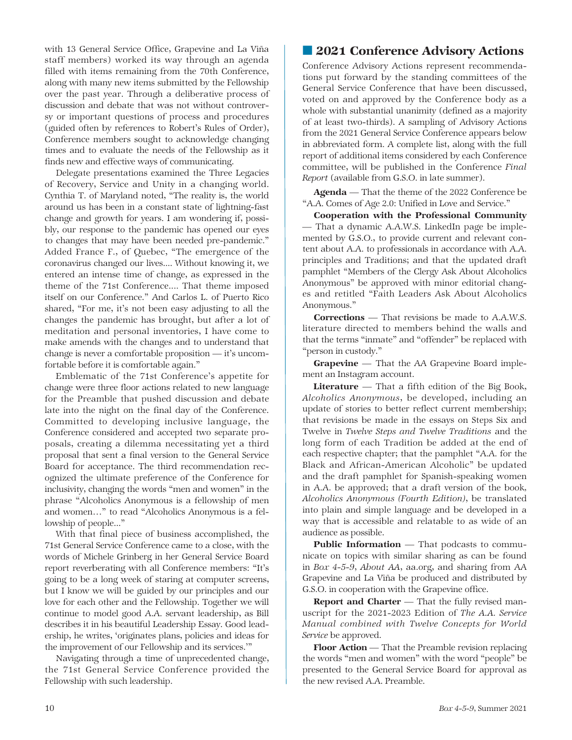with 13 General Service Office, Grapevine and La Viña staff members) worked its way through an agenda filled with items remaining from the 70th Conference, along with many new items submitted by the Fellowship over the past year. Through a deliberative process of discussion and debate that was not without controversy or important questions of process and procedures (guided often by references to Robert's Rules of Order), Conference members sought to acknowledge changing times and to evaluate the needs of the Fellowship as it finds new and effective ways of communicating.

Delegate presentations examined the Three Legacies of Recovery, Service and Unity in a changing world. Cynthia T. of Maryland noted, "The reality is, the world around us has been in a constant state of lightning-fast change and growth for years. I am wondering if, possibly, our response to the pandemic has opened our eyes to changes that may have been needed pre-pandemic." Added France F., of Quebec, "The emergence of the coronavirus changed our lives.... Without knowing it, we entered an intense time of change, as expressed in the theme of the 71st Conference.... That theme imposed itself on our Conference." And Carlos L. of Puerto Rico shared, "For me, it's not been easy adjusting to all the changes the pandemic has brought, but after a lot of meditation and personal inventories, I have come to make amends with the changes and to understand that change is never a comfortable proposition — it's uncomfortable before it is comfortable again."

Emblematic of the 71st Conference's appetite for change were three floor actions related to new language for the Preamble that pushed discussion and debate late into the night on the final day of the Conference. Committed to developing inclusive language, the Conference considered and accepted two separate proposals, creating a dilemma necessitating yet a third proposal that sent a final version to the General Service Board for acceptance. The third recommendation recognized the ultimate preference of the Conference for inclusivity, changing the words "men and women" in the phrase "Alcoholics Anonymous is a fellowship of men and women…" to read "Alcoholics Anonymous is a fellowship of people..."

With that final piece of business accomplished, the 71st General Service Conference came to a close, with the words of Michele Grinberg in her General Service Board report reverberating with all Conference members: "It's going to be a long week of staring at computer screens, but I know we will be guided by our principles and our love for each other and the Fellowship. Together we will continue to model good A.A. servant leadership, as Bill describes it in his beautiful Leadership Essay. Good leadership, he writes, 'originates plans, policies and ideas for the improvement of our Fellowship and its services.'"

Navigating through a time of unprecedented change, the 71st General Service Conference provided the Fellowship with such leadership.

## 2021 Conference Advisory Actions

Conference Advisory Actions represent recommendations put forward by the standing committees of the General Service Conference that have been discussed, voted on and approved by the Conference body as a whole with substantial unanimity (defined as a majority of at least two-thirds). A sampling of Advisory Actions from the 2021 General Service Conference appears below in abbreviated form. A complete list, along with the full report of additional items considered by each Conference committee, will be published in the Conference *Final Report* (available from G.S.O. in late summer).

**Agenda** — That the theme of the 2022 Conference be "A.A. Comes of Age 2.0: Unified in Love and Service."

**Cooperation with the Professional Community** — That a dynamic A.A.W.S. LinkedIn page be implemented by G.S.O., to provide current and relevant content about A.A. to professionals in accordance with A.A. principles and Traditions; and that the updated draft pamphlet "Members of the Clergy Ask About Alcoholics Anonymous" be approved with minor editorial changes and retitled "Faith Leaders Ask About Alcoholics Anonymous."

**Corrections** — That revisions be made to A.A.W.S. literature directed to members behind the walls and that the terms "inmate" and "offender" be replaced with "person in custody."

**Grapevine** — That the AA Grapevine Board implement an Instagram account.

**Literature** — That a fifth edition of the Big Book, *Alcoholics Anonymous*, be developed, including an update of stories to better reflect current membership; that revisions be made in the essays on Steps Six and Twelve in *Twelve Steps and Twelve Traditions* and the long form of each Tradition be added at the end of each respective chapter; that the pamphlet "A.A. for the Black and African-American Alcoholic" be updated and the draft pamphlet for Spanish-speaking women in A.A. be approved; that a draft version of the book, *Alcoholics Anonymous (Fourth Edition)*, be translated into plain and simple language and be developed in a way that is accessible and relatable to as wide of an audience as possible.

**Public Information** — That podcasts to communicate on topics with similar sharing as can be found in *Box 4-5-9*, *About AA*, aa.org, and sharing from AA Grapevine and La Viña be produced and distributed by G.S.O. in cooperation with the Grapevine office.

**Report and Charter** — That the fully revised manuscript for the 2021-2023 Edition of *The A.A. Service Manual combined with Twelve Concepts for World Service* be approved.

**Floor Action** — That the Preamble revision replacing the words "men and women" with the word "people" be presented to the General Service Board for approval as the new revised A.A. Preamble.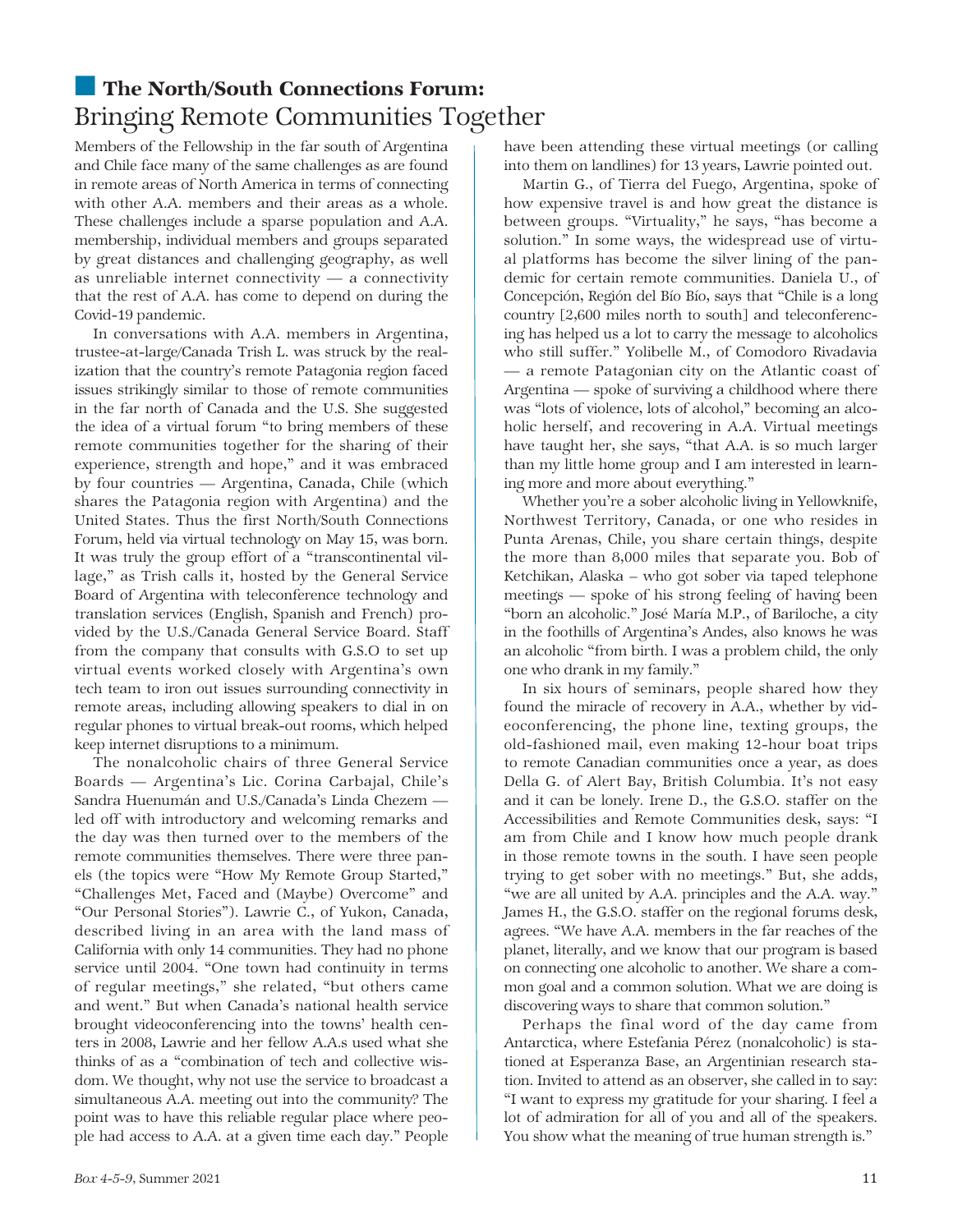## The North/South Connections Forum: Bringing Remote Communities Together

Members of the Fellowship in the far south of Argentina and Chile face many of the same challenges as are found in remote areas of North America in terms of connecting with other A.A. members and their areas as a whole. These challenges include a sparse population and A.A. membership, individual members and groups separated by great distances and challenging geography, as well as unreliable internet connectivity — a connectivity that the rest of A.A. has come to depend on during the Covid-19 pandemic.

In conversations with A.A. members in Argentina, trustee-at-large/Canada Trish L. was struck by the realization that the country's remote Patagonia region faced issues strikingly similar to those of remote communities in the far north of Canada and the U.S. She suggested the idea of a virtual forum "to bring members of these remote communities together for the sharing of their experience, strength and hope," and it was embraced by four countries — Argentina, Canada, Chile (which shares the Patagonia region with Argentina) and the United States. Thus the first North/South Connections Forum, held via virtual technology on May 15, was born. It was truly the group effort of a "transcontinental village," as Trish calls it, hosted by the General Service Board of Argentina with teleconference technology and translation services (English, Spanish and French) provided by the U.S./Canada General Service Board. Staff from the company that consults with G.S.O to set up virtual events worked closely with Argentina's own tech team to iron out issues surrounding connectivity in remote areas, including allowing speakers to dial in on regular phones to virtual break-out rooms, which helped keep internet disruptions to a minimum.

The nonalcoholic chairs of three General Service Boards — Argentina's Lic. Corina Carbajal, Chile's Sandra Huenumán and U.S./Canada's Linda Chezem — led off with introductory and welcoming remarks and the day was then turned over to the members of the remote communities themselves. There were three panels (the topics were "How My Remote Group Started," "Challenges Met, Faced and (Maybe) Overcome" and "Our Personal Stories"). Lawrie C., of Yukon, Canada, described living in an area with the land mass of California with only 14 communities. They had no phone service until 2004. "One town had continuity in terms of regular meetings," she related, "but others came and went." But when Canada's national health service brought videoconferencing into the towns' health centers in 2008, Lawrie and her fellow A.A.s used what she thinks of as a "combination of tech and collective wisdom. We thought, why not use the service to broadcast a simultaneous A.A. meeting out into the community? The point was to have this reliable regular place where people had access to A.A. at a given time each day." People have been attending these virtual meetings (or calling into them on landlines) for 13 years, Lawrie pointed out.

Martin G., of Tierra del Fuego, Argentina, spoke of how expensive travel is and how great the distance is between groups. "Virtuality," he says, "has become a solution." In some ways, the widespread use of virtual platforms has become the silver lining of the pandemic for certain remote communities. Daniela U., of Concepción, Región del Bío Bío, says that "Chile is a long country [2,600 miles north to south] and teleconferencing has helped us a lot to carry the message to alcoholics who still suffer." Yolibelle M., of Comodoro Rivadavia — a remote Patagonian city on the Atlantic coast of Argentina — spoke of surviving a childhood where there was "lots of violence, lots of alcohol," becoming an alcoholic herself, and recovering in A.A. Virtual meetings have taught her, she says, "that A.A. is so much larger than my little home group and I am interested in learning more and more about everything."

Whether you're a sober alcoholic living in Yellowknife, Northwest Territory, Canada, or one who resides in Punta Arenas, Chile, you share certain things, despite the more than 8,000 miles that separate you. Bob of Ketchikan, Alaska – who got sober via taped telephone meetings — spoke of his strong feeling of having been "born an alcoholic." José María M.P., of Bariloche, a city in the foothills of Argentina's Andes, also knows he was an alcoholic "from birth. I was a problem child, the only one who drank in my family."

In six hours of seminars, people shared how they found the miracle of recovery in A.A., whether by videoconferencing, the phone line, texting groups, the old-fashioned mail, even making 12-hour boat trips to remote Canadian communities once a year, as does Della G. of Alert Bay, British Columbia. It's not easy and it can be lonely. Irene D., the G.S.O. staffer on the Accessibilities and Remote Communities desk, says: "I am from Chile and I know how much people drank in those remote towns in the south. I have seen people trying to get sober with no meetings." But, she adds, "we are all united by A.A. principles and the A.A. way." James H., the G.S.O. staffer on the regional forums desk, agrees. "We have A.A. members in the far reaches of the planet, literally, and we know that our program is based on connecting one alcoholic to another. We share a common goal and a common solution. What we are doing is discovering ways to share that common solution."

Perhaps the final word of the day came from Antarctica, where Estefania Pérez (nonalcoholic) is stationed at Esperanza Base, an Argentinian research station. Invited to attend as an observer, she called in to say: "I want to express my gratitude for your sharing. I feel a lot of admiration for all of you and all of the speakers. You show what the meaning of true human strength is."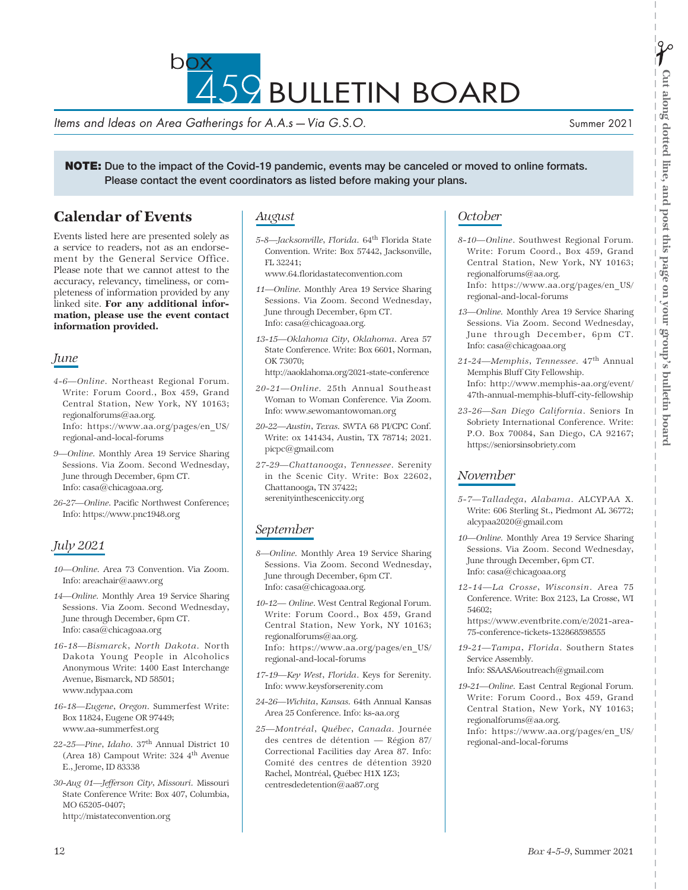# box 459 BULLETIN BOARD

*Items and Ideas on Area Gatherings for A.A.s — Via G.S.O.*

Summer 2021

**NOTE:** Due to the impact of the Covid-19 pandemic, events may be canceled or moved to online formats. Please contact the event coordinators as listed before making your plans.

## Calendar of Events

Events listed here are presented solely as a service to readers, not as an endorsement by the General Service Office. Please note that we cannot attest to the accuracy, relevancy, timeliness, or completeness of information provided by any linked site. **For any additional information, please use the event contact information provided.**

### *June*

*4-6—Online.* Northeast Regional Forum. Write: Forum Coord., Box 459, Grand Central Station, New York, NY 10163; regionalforums@aa.org.
Info: https://www.aa.org/pages/en_US/regional-and-local-forums

*9—Online.* Monthly Area 19 Service Sharing Sessions. Via Zoom. Second Wednesday, June through December, 6pm CT.
Info: casa@chicagoaa.org.

*26-27—Online.* Pacific Northwest Conference; Info: https://www.pnc1948.org

### *July 2021*

*10—Online.* Area 73 Convention. Via Zoom. Info: areachair@aawv.org

*14—Online.* Monthly Area 19 Service Sharing Sessions. Via Zoom. Second Wednesday, June through December, 6pm CT.
Info: casa@chicagoaa.org

*16-18—Bismarck, North Dakota.* North Dakota Young People in Alcoholics Anonymous Write: 1400 East Interchange Avenue, Bismarck, ND 58501; www.ndypaa.com

*16-18—Eugene, Oregon.* Summerfest Write: Box 11824, Eugene OR 97449; www.aa-summerfest.org

*22-25—Pine, Idaho.* 37th Annual District 10 (Area 18) Campout Write: 324 4th Avenue E., Jerome, ID 83338

*30-Aug 01—Jefferson City, Missouri.* Missouri State Conference Write: Box 407, Columbia, MO 65205-0407;
http://mistateconvention.org

### *August*

*5-8—Jacksonville, Florida.* 64th Florida State Convention. Write: Box 57442, Jacksonville, FL 32241;
www.64.floridastateconvention.com

*11—Online.* Monthly Area 19 Service Sharing Sessions. Via Zoom. Second Wednesday, June through December, 6pm CT.
Info: casa@chicagoaa.org.

*13-15—Oklahoma City, Oklahoma.* Area 57 State Conference. Write: Box 6601, Norman, OK 73070;
http://aaoklahoma.org/2021-state-conference

*20-21—Online.* 25th Annual Southeast Woman to Woman Conference. Via Zoom. Info: www.sewomantowoman.org

*20-22—Austin, Texas.* SWTA 68 PI/CPC Conf. Write: ox 141434, Austin, TX 78714; 2021.picpc@gmail.com

*27-29—Chattanooga, Tennessee.* Serenity in the Scenic City. Write: Box 22602, Chattanooga, TN 37422;
serenityinthesceniccity.org

### *September*

*8—Online.* Monthly Area 19 Service Sharing Sessions. Via Zoom. Second Wednesday, June through December, 6pm CT.
Info: casa@chicagoaa.org.

*10-12— Online.* West Central Regional Forum. Write: Forum Coord., Box 459, Grand Central Station, New York, NY 10163; regionalforums@aa.org.
Info: https://www.aa.org/pages/en_US/regional-and-local-forums

*17-19—Key West, Florida.* Keys for Serenity. Info: www.keysforserenity.com

*24-26—Wichita, Kansas.* 64th Annual Kansas Area 25 Conference. Info: ks-aa.org

*25—Montréal, Québec, Canada.* Journée des centres de détention — Région 87/ Correctional Facilities day Area 87. Info: Comité des centres de détention 3920 Rachel, Montréal, Québec H1X 1Z3; centresdedetention@aa87.org

### *October*

*8-10—Online.* Southwest Regional Forum. Write: Forum Coord., Box 459, Grand Central Station, New York, NY 10163; regionalforums@aa.org.
Info: https://www.aa.org/pages/en_US/regional-and-local-forums

*13—Online.* Monthly Area 19 Service Sharing Sessions. Via Zoom. Second Wednesday, June through December, 6pm CT.
Info: casa@chicagoaa.org

*21-24—Memphis, Tennessee.* 47th Annual Memphis Bluff City Fellowship.
Info: http://www.memphis-aa.org/event/47th-annual-memphis-bluff-city-fellowship

*23-26—San Diego California.* Seniors In Sobriety International Conference. Write: P.O. Box 70084, San Diego, CA 92167; https://seniorsinsobriety.com

### *November*

*5-7—Talladega, Alabama.* ALCYPAA X. Write: 606 Sterling St., Piedmont AL 36772; alcypaa2020@gmail.com

*10—Online.* Monthly Area 19 Service Sharing Sessions. Via Zoom. Second Wednesday, June through December, 6pm CT.
Info: casa@chicagoaa.org

*12-14—La Crosse, Wisconsin.* Area 75 Conference. Write: Box 2123, La Crosse, WI 54602;
https://www.eventbrite.com/e/2021-area-75-conference-tickets-132868598555

*19-21—Tampa, Florida.* Southern States Service Assembly.
Info: SSAASA6outreach@gmail.com

*19-21—Online.* East Central Regional Forum. Write: Forum Coord., Box 459, Grand Central Station, New York, NY 10163; regionalforums@aa.org.
Info: https://www.aa.org/pages/en_US/regional-and-local-forums

Cut along dotted line, and post this page on your group's bulletin board